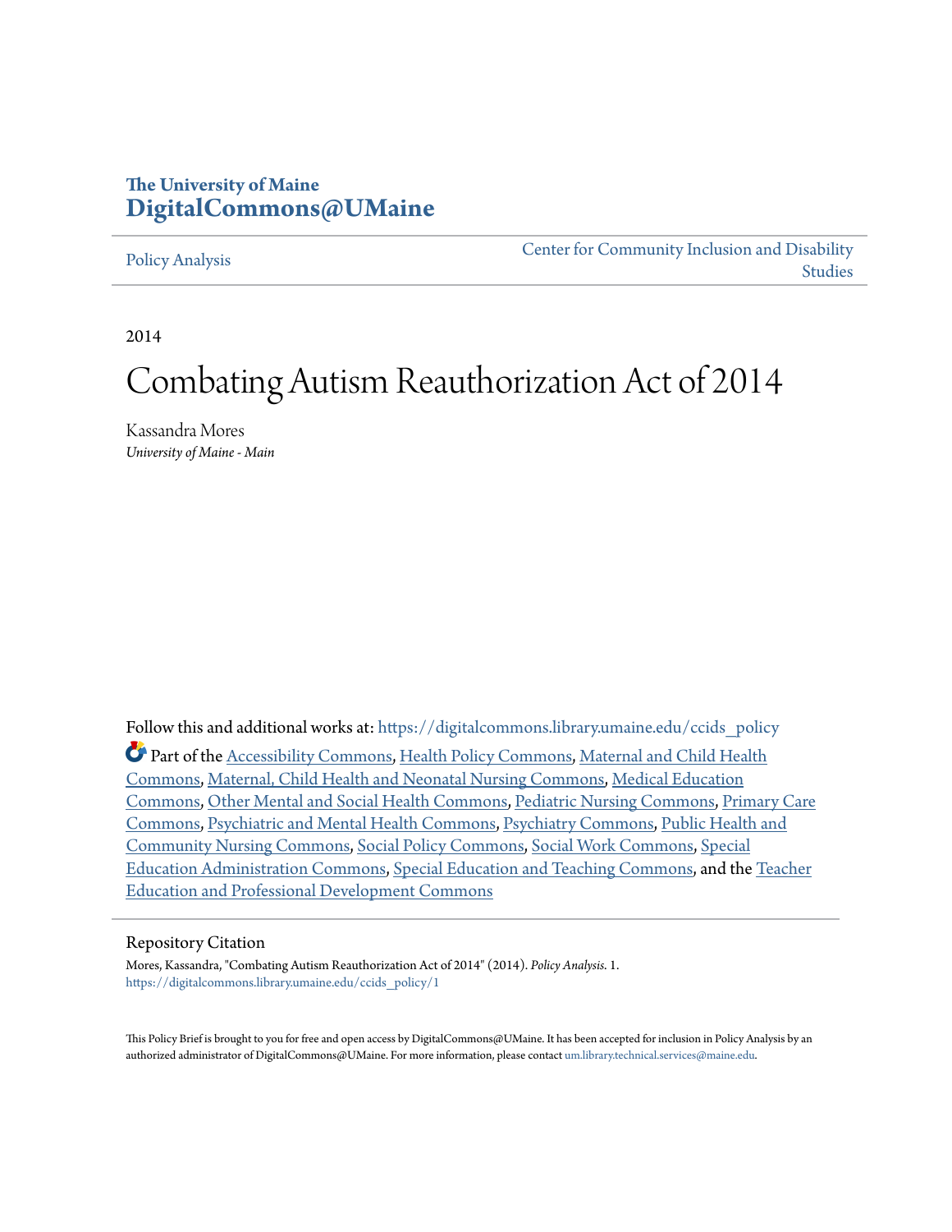The University of Maine
**DigitalCommons@UMaine**

Policy Analysis | Center for Community Inclusion and Disability Studies

2014

# Combating Autism Reauthorization Act of 2014

Kassandra Mores
*University of Maine - Main*

Follow this and additional works at: https://digitalcommons.library.umaine.edu/ccids_policy

Part of the Accessibility Commons, Health Policy Commons, Maternal and Child Health Commons, Maternal, Child Health and Neonatal Nursing Commons, Medical Education Commons, Other Mental and Social Health Commons, Pediatric Nursing Commons, Primary Care Commons, Psychiatric and Mental Health Commons, Psychiatry Commons, Public Health and Community Nursing Commons, Social Policy Commons, Social Work Commons, Special Education Administration Commons, Special Education and Teaching Commons, and the Teacher Education and Professional Development Commons

## Repository Citation

Mores, Kassandra, "Combating Autism Reauthorization Act of 2014" (2014). *Policy Analysis*. 1.
https://digitalcommons.library.umaine.edu/ccids_policy/1

This Policy Brief is brought to you for free and open access by DigitalCommons@UMaine. It has been accepted for inclusion in Policy Analysis by an authorized administrator of DigitalCommons@UMaine. For more information, please contact um.library.technical.services@maine.edu.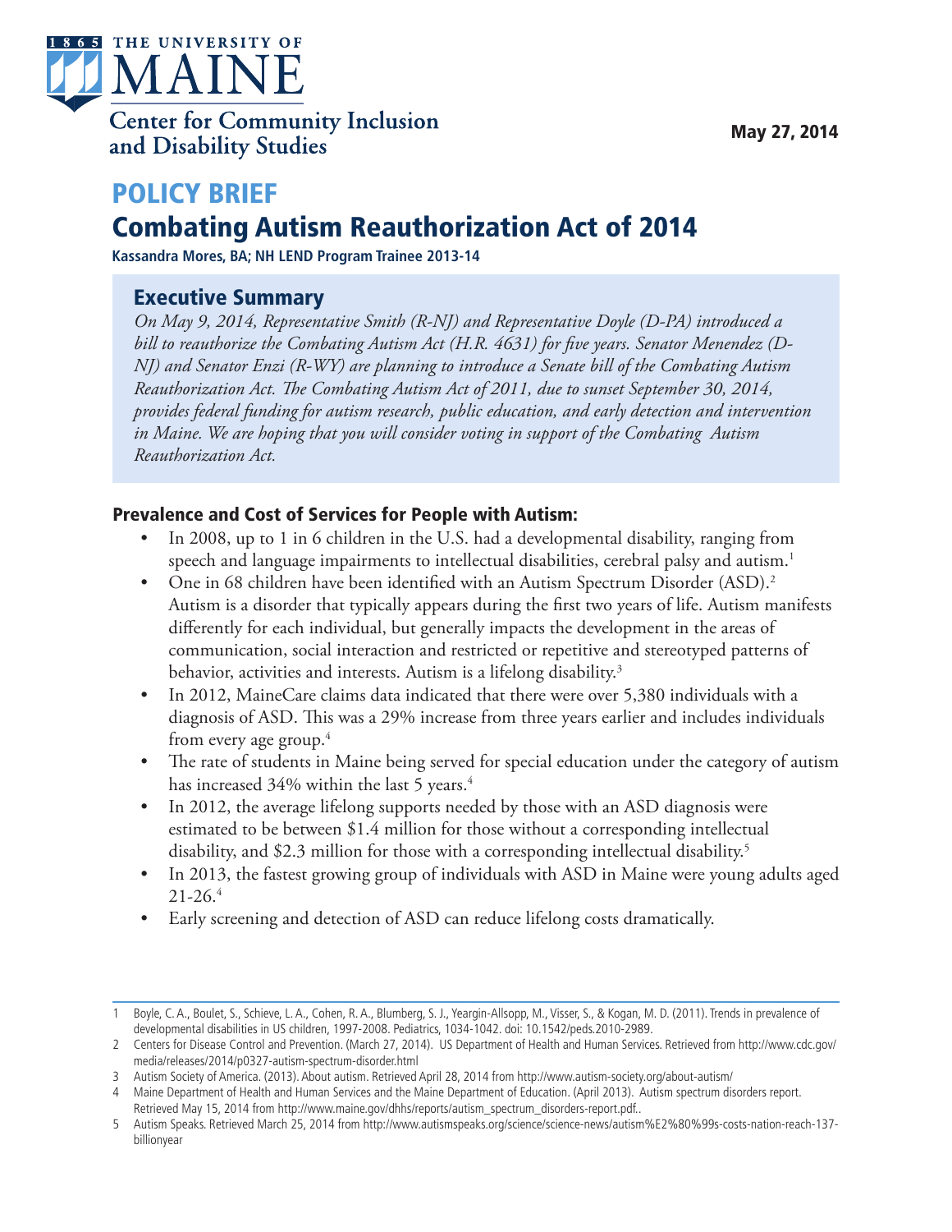The University of Maine
Center for Community Inclusion and Disability Studies

May 27, 2014

# POLICY BRIEF

# Combating Autism Reauthorization Act of 2014

**Kassandra Mores, BA; NH LEND Program Trainee 2013-14**

## Executive Summary

*On May 9, 2014, Representative Smith (R-NJ) and Representative Doyle (D-PA) introduced a bill to reauthorize the Combating Autism Act (H.R. 4631) for five years. Senator Menendez (D-NJ) and Senator Enzi (R-WY) are planning to introduce a Senate bill of the Combating Autism Reauthorization Act. The Combating Autism Act of 2011, due to sunset September 30, 2014, provides federal funding for autism research, public education, and early detection and intervention in Maine. We are hoping that you will consider voting in support of the Combating Autism Reauthorization Act.*

### Prevalence and Cost of Services for People with Autism:

- In 2008, up to 1 in 6 children in the U.S. had a developmental disability, ranging from speech and language impairments to intellectual disabilities, cerebral palsy and autism.[1]
- One in 68 children have been identified with an Autism Spectrum Disorder (ASD).[2] Autism is a disorder that typically appears during the first two years of life. Autism manifests differently for each individual, but generally impacts the development in the areas of communication, social interaction and restricted or repetitive and stereotyped patterns of behavior, activities and interests. Autism is a lifelong disability.[3]
- In 2012, MaineCare claims data indicated that there were over 5,380 individuals with a diagnosis of ASD. This was a 29% increase from three years earlier and includes individuals from every age group.[4]
- The rate of students in Maine being served for special education under the category of autism has increased 34% within the last 5 years.[4]
- In 2012, the average lifelong supports needed by those with an ASD diagnosis were estimated to be between $1.4 million for those without a corresponding intellectual disability, and $2.3 million for those with a corresponding intellectual disability.[5]
- In 2013, the fastest growing group of individuals with ASD in Maine were young adults aged 21-26.[4]
- Early screening and detection of ASD can reduce lifelong costs dramatically.

---

1 Boyle, C. A., Boulet, S., Schieve, L. A., Cohen, R. A., Blumberg, S. J., Yeargin-Allsopp, M., Visser, S., & Kogan, M. D. (2011). Trends in prevalence of developmental disabilities in US children, 1997-2008. Pediatrics, 1034-1042. doi: 10.1542/peds.2010-2989.

2 Centers for Disease Control and Prevention. (March 27, 2014). US Department of Health and Human Services. Retrieved from http://www.cdc.gov/media/releases/2014/p0327-autism-spectrum-disorder.html

3 Autism Society of America. (2013). About autism. Retrieved April 28, 2014 from http://www.autism-society.org/about-autism/

4 Maine Department of Health and Human Services and the Maine Department of Education. (April 2013). Autism spectrum disorders report. Retrieved May 15, 2014 from http://www.maine.gov/dhhs/reports/autism_spectrum_disorders-report.pdf..

5 Autism Speaks. Retrieved March 25, 2014 from http://www.autismspeaks.org/science/science-news/autism%E2%80%99s-costs-nation-reach-137-billionyear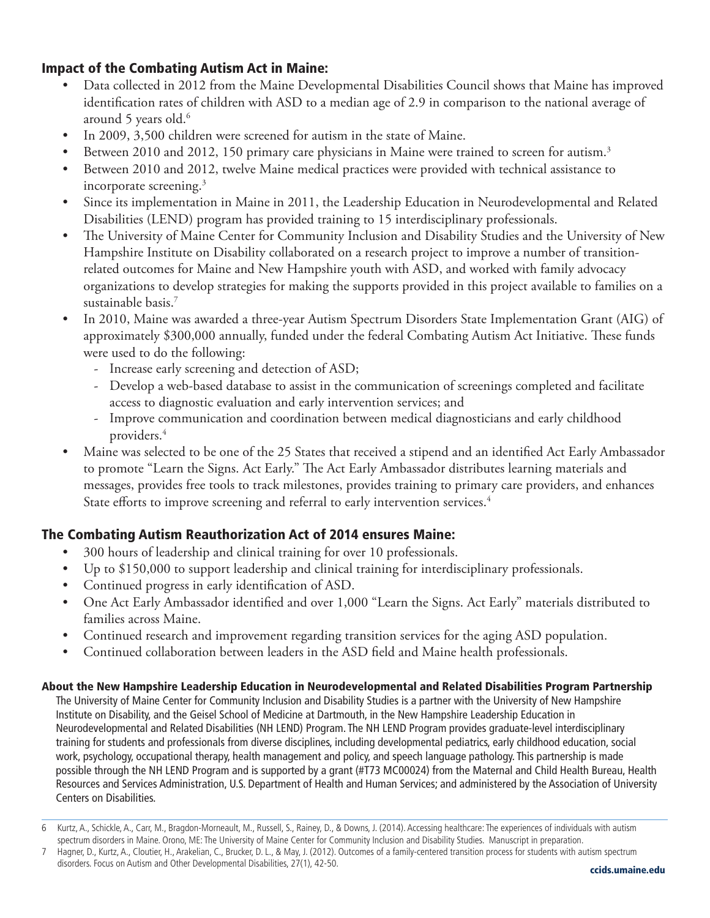## Impact of the Combating Autism Act in Maine:

- Data collected in 2012 from the Maine Developmental Disabilities Council shows that Maine has improved identification rates of children with ASD to a median age of 2.9 in comparison to the national average of around 5 years old.[6]
- In 2009, 3,500 children were screened for autism in the state of Maine.
- Between 2010 and 2012, 150 primary care physicians in Maine were trained to screen for autism.[3]
- Between 2010 and 2012, twelve Maine medical practices were provided with technical assistance to incorporate screening.[3]
- Since its implementation in Maine in 2011, the Leadership Education in Neurodevelopmental and Related Disabilities (LEND) program has provided training to 15 interdisciplinary professionals.
- The University of Maine Center for Community Inclusion and Disability Studies and the University of New Hampshire Institute on Disability collaborated on a research project to improve a number of transition-related outcomes for Maine and New Hampshire youth with ASD, and worked with family advocacy organizations to develop strategies for making the supports provided in this project available to families on a sustainable basis.[7]
- In 2010, Maine was awarded a three-year Autism Spectrum Disorders State Implementation Grant (AIG) of approximately $300,000 annually, funded under the federal Combating Autism Act Initiative. These funds were used to do the following:
  - Increase early screening and detection of ASD;
  - Develop a web-based database to assist in the communication of screenings completed and facilitate access to diagnostic evaluation and early intervention services; and
  - Improve communication and coordination between medical diagnosticians and early childhood providers.[4]
- Maine was selected to be one of the 25 States that received a stipend and an identified Act Early Ambassador to promote "Learn the Signs. Act Early." The Act Early Ambassador distributes learning materials and messages, provides free tools to track milestones, provides training to primary care providers, and enhances State efforts to improve screening and referral to early intervention services.[4]

## The Combating Autism Reauthorization Act of 2014 ensures Maine:

- 300 hours of leadership and clinical training for over 10 professionals.
- Up to $150,000 to support leadership and clinical training for interdisciplinary professionals.
- Continued progress in early identification of ASD.
- One Act Early Ambassador identified and over 1,000 "Learn the Signs. Act Early" materials distributed to families across Maine.
- Continued research and improvement regarding transition services for the aging ASD population.
- Continued collaboration between leaders in the ASD field and Maine health professionals.

### About the New Hampshire Leadership Education in Neurodevelopmental and Related Disabilities Program Partnership

The University of Maine Center for Community Inclusion and Disability Studies is a partner with the University of New Hampshire Institute on Disability, and the Geisel School of Medicine at Dartmouth, in the New Hampshire Leadership Education in Neurodevelopmental and Related Disabilities (NH LEND) Program. The NH LEND Program provides graduate-level interdisciplinary training for students and professionals from diverse disciplines, including developmental pediatrics, early childhood education, social work, psychology, occupational therapy, health management and policy, and speech language pathology. This partnership is made possible through the NH LEND Program and is supported by a grant (#T73 MC00024) from the Maternal and Child Health Bureau, Health Resources and Services Administration, U.S. Department of Health and Human Services; and administered by the Association of University Centers on Disabilities.

6 Kurtz, A., Schickle, A., Carr, M., Bragdon-Morneault, M., Russell, S., Rainey, D., & Downs, J. (2014). Accessing healthcare: The experiences of individuals with autism spectrum disorders in Maine. Orono, ME: The University of Maine Center for Community Inclusion and Disability Studies. Manuscript in preparation.

7 Hagner, D., Kurtz, A., Cloutier, H., Arakelian, C., Brucker, D. L., & May, J. (2012). Outcomes of a family-centered transition process for students with autism spectrum disorders. Focus on Autism and Other Developmental Disabilities, 27(1), 42-50.

ccids.umaine.edu